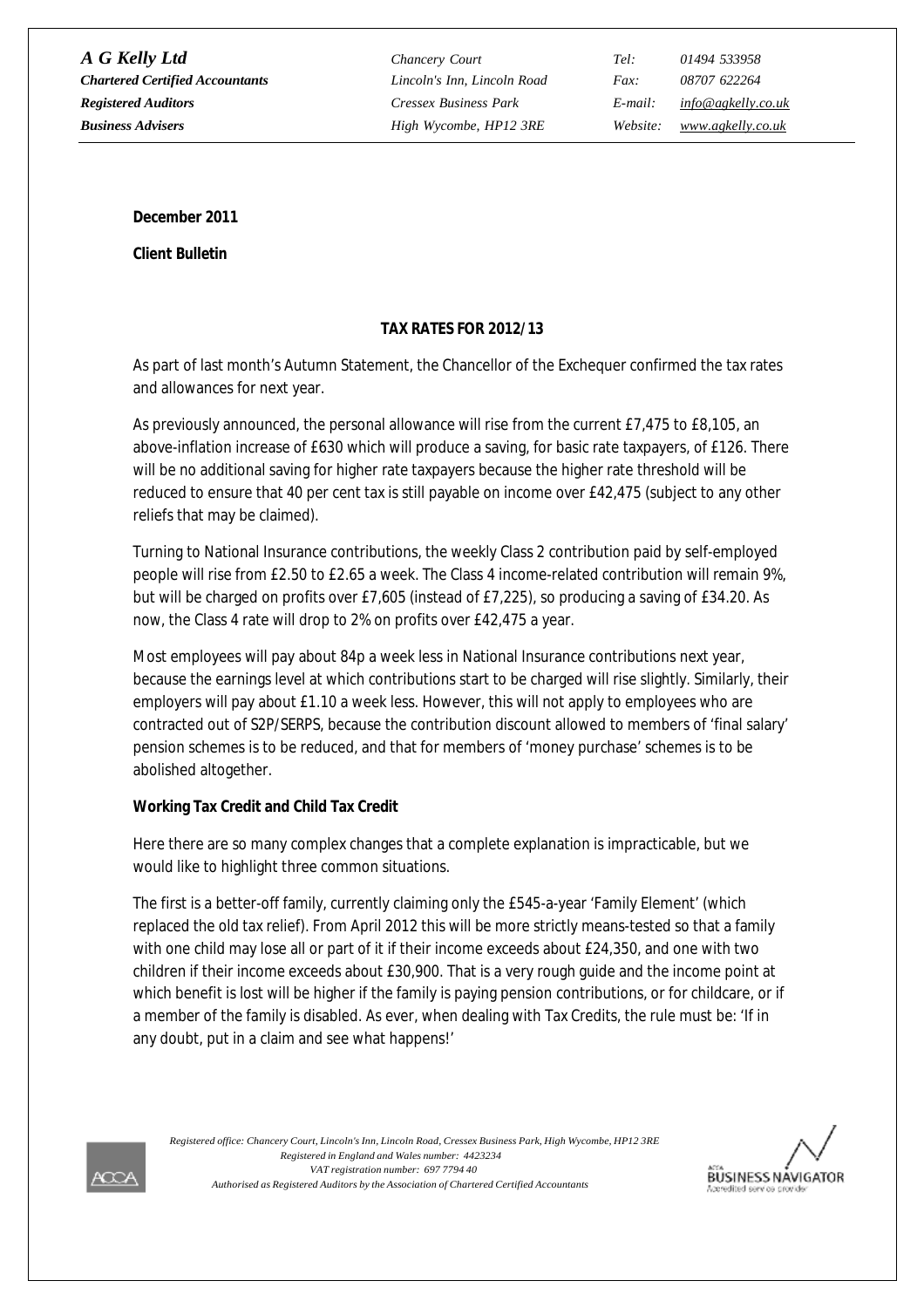A G Kelly Ltd
Chartered Certified Accountants
Registered Auditors
Business Advisers

Chancery Court
Lincoln's Inn, Lincoln Road
Cressex Business Park
High Wycombe, HP12 3RE

Tel: 01494 533958
Fax: 08707 622264
E-mail: info@agkelly.co.uk
Website: www.agkelly.co.uk

**December 2011**

**Client Bulletin**

## TAX RATES FOR 2012/13

As part of last month's Autumn Statement, the Chancellor of the Exchequer confirmed the tax rates and allowances for next year.

As previously announced, the personal allowance will rise from the current £7,475 to £8,105, an above-inflation increase of £630 which will produce a saving, for basic rate taxpayers, of £126. There will be no additional saving for higher rate taxpayers because the higher rate threshold will be reduced to ensure that 40 per cent tax is still payable on income over £42,475 (subject to any other reliefs that may be claimed).

Turning to National Insurance contributions, the weekly Class 2 contribution paid by self-employed people will rise from £2.50 to £2.65 a week. The Class 4 income-related contribution will remain 9%, but will be charged on profits over £7,605 (instead of £7,225), so producing a saving of £34.20. As now, the Class 4 rate will drop to 2% on profits over £42,475 a year.

Most employees will pay about 84p a week less in National Insurance contributions next year, because the earnings level at which contributions start to be charged will rise slightly. Similarly, their employers will pay about £1.10 a week less. However, this will not apply to employees who are contracted out of S2P/SERPS, because the contribution discount allowed to members of 'final salary' pension schemes is to be reduced, and that for members of 'money purchase' schemes is to be abolished altogether.

**Working Tax Credit and Child Tax Credit**

Here there are so many complex changes that a complete explanation is impracticable, but we would like to highlight three common situations.

The first is a better-off family, currently claiming only the £545-a-year 'Family Element' (which replaced the old tax relief). From April 2012 this will be more strictly means-tested so that a family with one child may lose all or part of it if their income exceeds about £24,350, and one with two children if their income exceeds about £30,900. That is a very rough guide and the income point at which benefit is lost will be higher if the family is paying pension contributions, or for childcare, or if a member of the family is disabled. As ever, when dealing with Tax Credits, the rule must be: 'If in any doubt, put in a claim and see what happens!'

*Registered office: Chancery Court, Lincoln's Inn, Lincoln Road, Cressex Business Park, High Wycombe, HP12 3RE*
*Registered in England and Wales number: 4423234*
*VAT registration number: 697 7794 40*
*Authorised as Registered Auditors by the Association of Chartered Certified Accountants*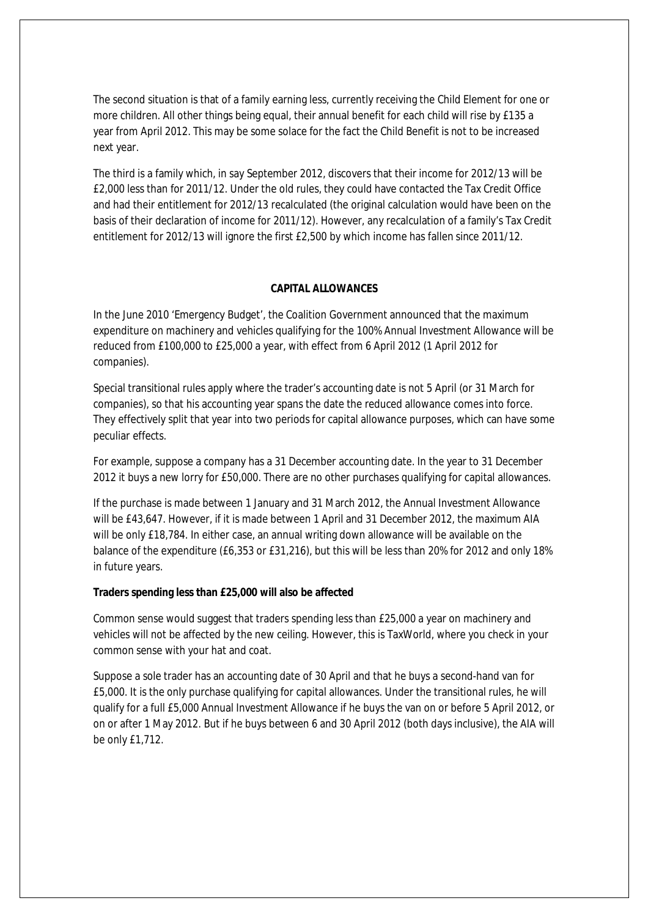The second situation is that of a family earning less, currently receiving the Child Element for one or more children. All other things being equal, their annual benefit for each child will rise by £135 a year from April 2012. This may be some solace for the fact the Child Benefit is not to be increased next year.

The third is a family which, in say September 2012, discovers that their income for 2012/13 will be £2,000 less than for 2011/12. Under the old rules, they could have contacted the Tax Credit Office and had their entitlement for 2012/13 recalculated (the original calculation would have been on the basis of their declaration of income for 2011/12). However, any recalculation of a family's Tax Credit entitlement for 2012/13 will ignore the first £2,500 by which income has fallen since 2011/12.

## CAPITAL ALLOWANCES

In the June 2010 'Emergency Budget', the Coalition Government announced that the maximum expenditure on machinery and vehicles qualifying for the 100% Annual Investment Allowance will be reduced from £100,000 to £25,000 a year, with effect from 6 April 2012 (1 April 2012 for companies).

Special transitional rules apply where the trader's accounting date is not 5 April (or 31 March for companies), so that his accounting year spans the date the reduced allowance comes into force. They effectively split that year into two periods for capital allowance purposes, which can have some peculiar effects.

For example, suppose a company has a 31 December accounting date. In the year to 31 December 2012 it buys a new lorry for £50,000. There are no other purchases qualifying for capital allowances.

If the purchase is made between 1 January and 31 March 2012, the Annual Investment Allowance will be £43,647. However, if it is made between 1 April and 31 December 2012, the maximum AIA will be only £18,784. In either case, an annual writing down allowance will be available on the balance of the expenditure (£6,353 or £31,216), but this will be less than 20% for 2012 and only 18% in future years.

**Traders spending less than £25,000 will also be affected**

Common sense would suggest that traders spending less than £25,000 a year on machinery and vehicles will not be affected by the new ceiling. However, this is TaxWorld, where you check in your common sense with your hat and coat.

Suppose a sole trader has an accounting date of 30 April and that he buys a second-hand van for £5,000. It is the only purchase qualifying for capital allowances. Under the transitional rules, he will qualify for a full £5,000 Annual Investment Allowance if he buys the van on or before 5 April 2012, or on or after 1 May 2012. But if he buys between 6 and 30 April 2012 (both days inclusive), the AIA will be only £1,712.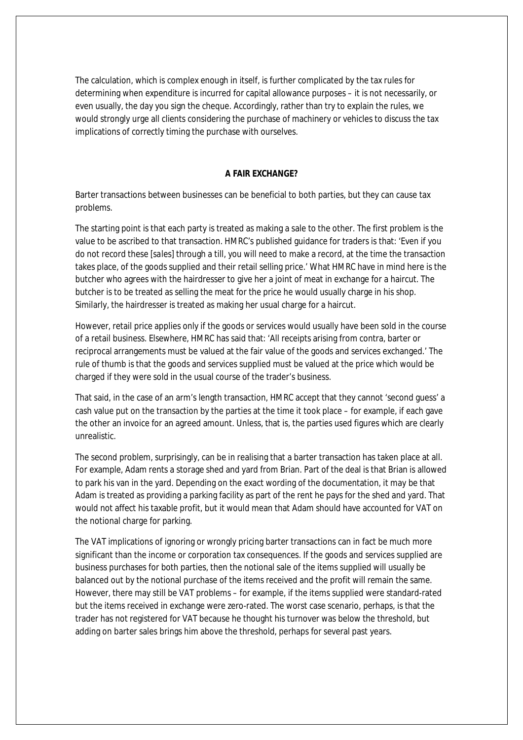The calculation, which is complex enough in itself, is further complicated by the tax rules for determining when expenditure is incurred for capital allowance purposes – it is not necessarily, or even usually, the day you sign the cheque. Accordingly, rather than try to explain the rules, we would strongly urge all clients considering the purchase of machinery or vehicles to discuss the tax implications of correctly timing the purchase with ourselves.

## A FAIR EXCHANGE?

Barter transactions between businesses can be beneficial to both parties, but they can cause tax problems.

The starting point is that each party is treated as making a sale to the other. The first problem is the value to be ascribed to that transaction. HMRC's published guidance for traders is that: 'Even if you do not record these [sales] through a till, you will need to make a record, at the time the transaction takes place, of the goods supplied and their retail selling price.' What HMRC have in mind here is the butcher who agrees with the hairdresser to give her a joint of meat in exchange for a haircut. The butcher is to be treated as selling the meat for the price he would usually charge in his shop. Similarly, the hairdresser is treated as making her usual charge for a haircut.

However, retail price applies only if the goods or services would usually have been sold in the course of a retail business. Elsewhere, HMRC has said that: 'All receipts arising from contra, barter or reciprocal arrangements must be valued at the fair value of the goods and services exchanged.' The rule of thumb is that the goods and services supplied must be valued at the price which would be charged if they were sold in the usual course of the trader's business.

That said, in the case of an arm's length transaction, HMRC accept that they cannot 'second guess' a cash value put on the transaction by the parties at the time it took place – for example, if each gave the other an invoice for an agreed amount. Unless, that is, the parties used figures which are clearly unrealistic.

The second problem, surprisingly, can be in realising that a barter transaction has taken place at all. For example, Adam rents a storage shed and yard from Brian. Part of the deal is that Brian is allowed to park his van in the yard. Depending on the exact wording of the documentation, it may be that Adam is treated as providing a parking facility as part of the rent he pays for the shed and yard. That would not affect his taxable profit, but it would mean that Adam should have accounted for VAT on the notional charge for parking.

The VAT implications of ignoring or wrongly pricing barter transactions can in fact be much more significant than the income or corporation tax consequences. If the goods and services supplied are business purchases for both parties, then the notional sale of the items supplied will usually be balanced out by the notional purchase of the items received and the profit will remain the same. However, there may still be VAT problems – for example, if the items supplied were standard-rated but the items received in exchange were zero-rated. The worst case scenario, perhaps, is that the trader has not registered for VAT because he thought his turnover was below the threshold, but adding on barter sales brings him above the threshold, perhaps for several past years.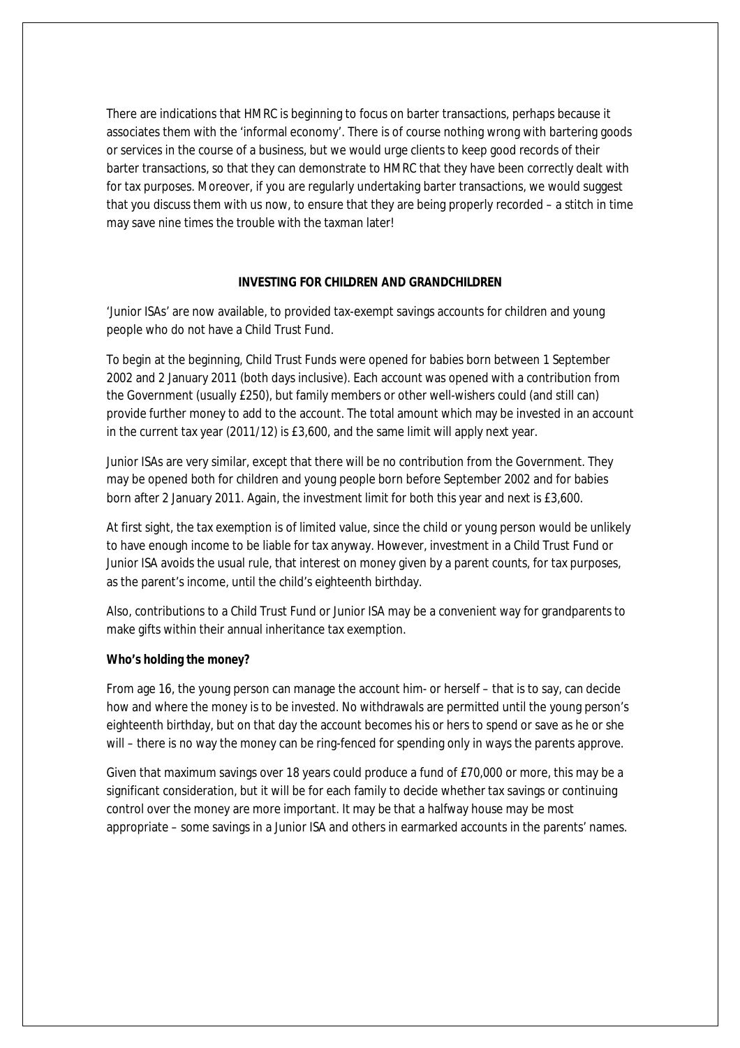There are indications that HMRC is beginning to focus on barter transactions, perhaps because it associates them with the 'informal economy'. There is of course nothing wrong with bartering goods or services in the course of a business, but we would urge clients to keep good records of their barter transactions, so that they can demonstrate to HMRC that they have been correctly dealt with for tax purposes. Moreover, if you are regularly undertaking barter transactions, we would suggest that you discuss them with us now, to ensure that they are being properly recorded – a stitch in time may save nine times the trouble with the taxman later!

## INVESTING FOR CHILDREN AND GRANDCHILDREN

'Junior ISAs' are now available, to provided tax-exempt savings accounts for children and young people who do not have a Child Trust Fund.

To begin at the beginning, Child Trust Funds were opened for babies born between 1 September 2002 and 2 January 2011 (both days inclusive). Each account was opened with a contribution from the Government (usually £250), but family members or other well-wishers could (and still can) provide further money to add to the account. The total amount which may be invested in an account in the current tax year (2011/12) is £3,600, and the same limit will apply next year.

Junior ISAs are very similar, except that there will be no contribution from the Government. They may be opened both for children and young people born before September 2002 and for babies born after 2 January 2011. Again, the investment limit for both this year and next is £3,600.

At first sight, the tax exemption is of limited value, since the child or young person would be unlikely to have enough income to be liable for tax anyway. However, investment in a Child Trust Fund or Junior ISA avoids the usual rule, that interest on money given by a parent counts, for tax purposes, as the parent's income, until the child's eighteenth birthday.

Also, contributions to a Child Trust Fund or Junior ISA may be a convenient way for grandparents to make gifts within their annual inheritance tax exemption.

**Who's holding the money?**

From age 16, the young person can manage the account him- or herself – that is to say, can decide how and where the money is to be invested. No withdrawals are permitted until the young person's eighteenth birthday, but on that day the account becomes his or hers to spend or save as he or she will – there is no way the money can be ring-fenced for spending only in ways the parents approve.

Given that maximum savings over 18 years could produce a fund of £70,000 or more, this may be a significant consideration, but it will be for each family to decide whether tax savings or continuing control over the money are more important. It may be that a halfway house may be most appropriate – some savings in a Junior ISA and others in earmarked accounts in the parents' names.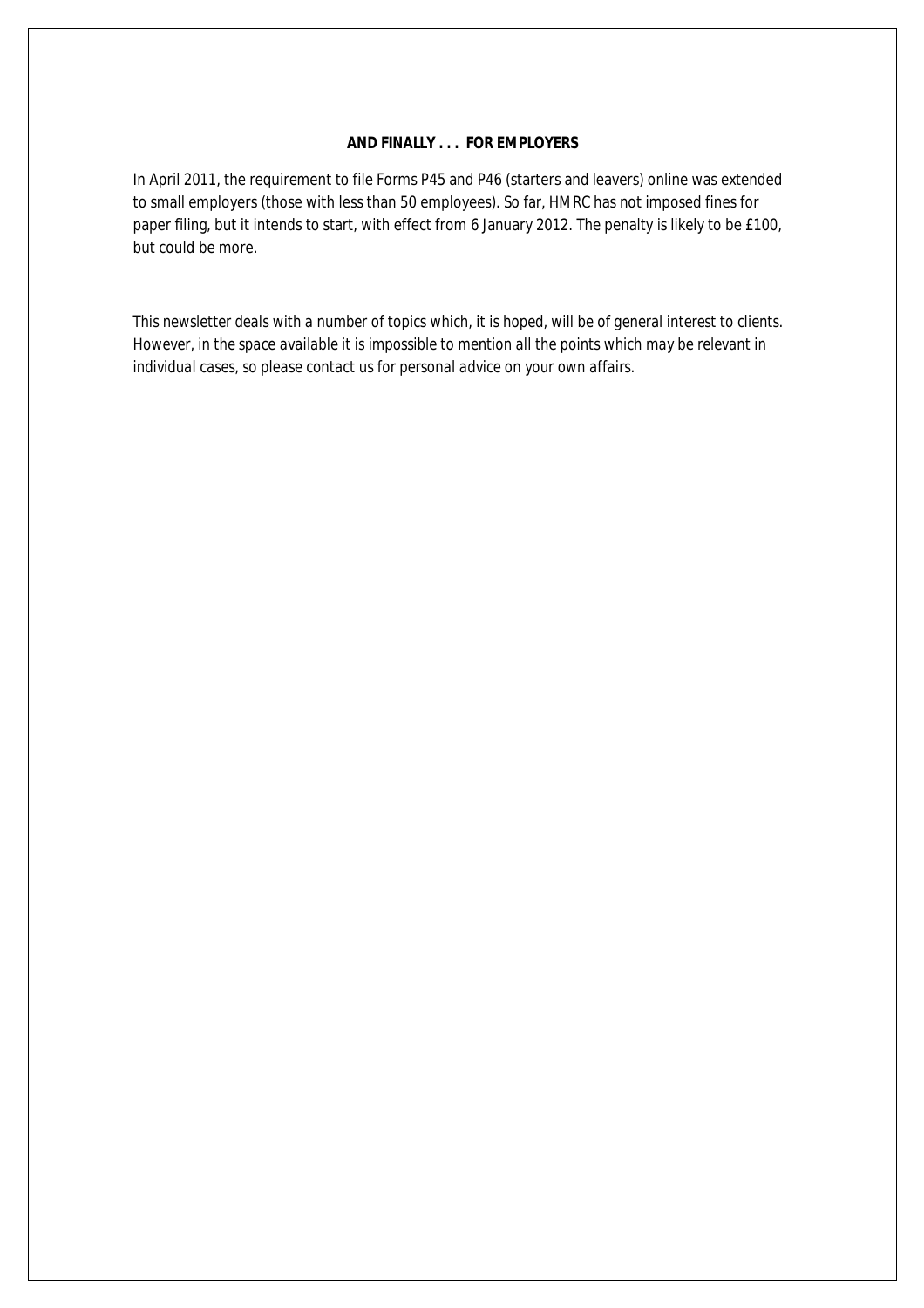## AND FINALLY . . . FOR EMPLOYERS

In April 2011, the requirement to file Forms P45 and P46 (starters and leavers) online was extended to small employers (those with less than 50 employees). So far, HMRC has not imposed fines for paper filing, but it intends to start, with effect from 6 January 2012. The penalty is likely to be £100, but could be more.

*This newsletter deals with a number of topics which, it is hoped, will be of general interest to clients. However, in the space available it is impossible to mention all the points which may be relevant in individual cases, so please contact us for personal advice on your own affairs.*